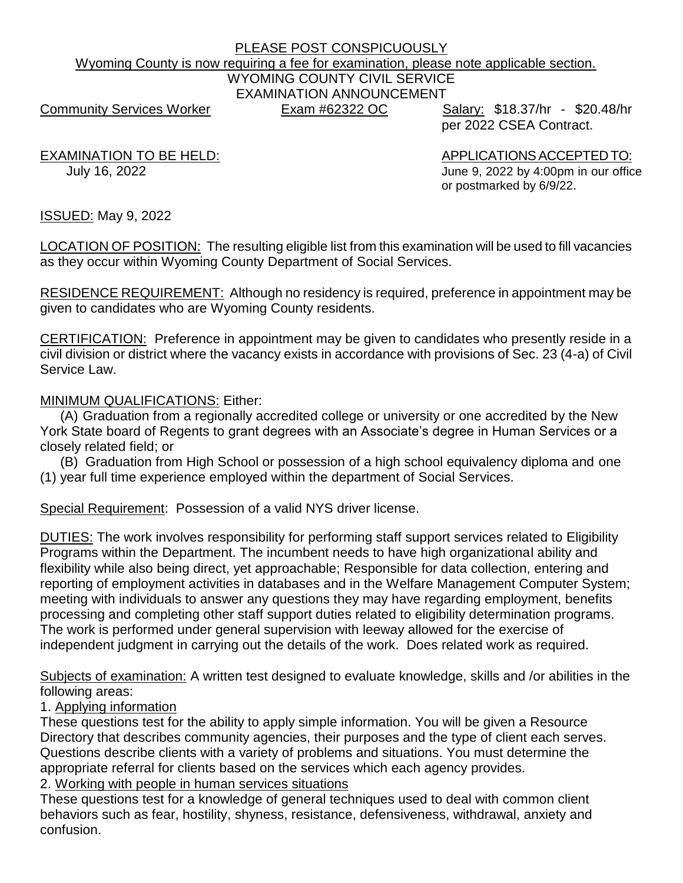PLEASE POST CONSPICUOUSLY

Wyoming County is now requiring a fee for examination, please note applicable section.

# WYOMING COUNTY CIVIL SERVICE
# EXAMINATION ANNOUNCEMENT

Community Services Worker　　Exam #62322 OC　　Salary: $18.37/hr - $20.48/hr per 2022 CSEA Contract.

EXAMINATION TO BE HELD:
July 16, 2022

APPLICATIONS ACCEPTED TO:
June 9, 2022 by 4:00pm in our office or postmarked by 6/9/22.

ISSUED: May 9, 2022

LOCATION OF POSITION: The resulting eligible list from this examination will be used to fill vacancies as they occur within Wyoming County Department of Social Services.

RESIDENCE REQUIREMENT: Although no residency is required, preference in appointment may be given to candidates who are Wyoming County residents.

CERTIFICATION: Preference in appointment may be given to candidates who presently reside in a civil division or district where the vacancy exists in accordance with provisions of Sec. 23 (4-a) of Civil Service Law.

MINIMUM QUALIFICATIONS: Either:

(A) Graduation from a regionally accredited college or university or one accredited by the New York State board of Regents to grant degrees with an Associate's degree in Human Services or a closely related field; or

(B) Graduation from High School or possession of a high school equivalency diploma and one (1) year full time experience employed within the department of Social Services.

Special Requirement: Possession of a valid NYS driver license.

DUTIES: The work involves responsibility for performing staff support services related to Eligibility Programs within the Department. The incumbent needs to have high organizational ability and flexibility while also being direct, yet approachable; Responsible for data collection, entering and reporting of employment activities in databases and in the Welfare Management Computer System; meeting with individuals to answer any questions they may have regarding employment, benefits processing and completing other staff support duties related to eligibility determination programs. The work is performed under general supervision with leeway allowed for the exercise of independent judgment in carrying out the details of the work. Does related work as required.

Subjects of examination: A written test designed to evaluate knowledge, skills and /or abilities in the following areas:

1. Applying information

These questions test for the ability to apply simple information. You will be given a Resource Directory that describes community agencies, their purposes and the type of client each serves. Questions describe clients with a variety of problems and situations. You must determine the appropriate referral for clients based on the services which each agency provides.

2. Working with people in human services situations

These questions test for a knowledge of general techniques used to deal with common client behaviors such as fear, hostility, shyness, resistance, defensiveness, withdrawal, anxiety and confusion.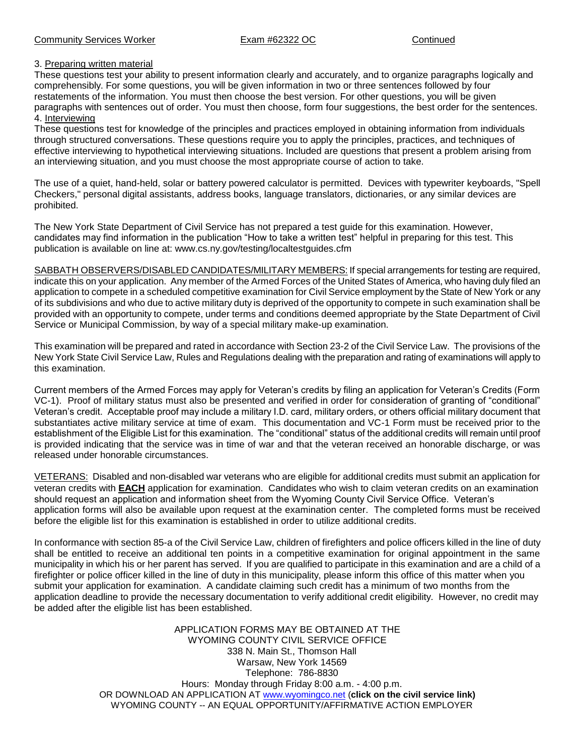3. Preparing written material

These questions test your ability to present information clearly and accurately, and to organize paragraphs logically and comprehensibly. For some questions, you will be given information in two or three sentences followed by four restatements of the information. You must then choose the best version. For other questions, you will be given paragraphs with sentences out of order. You must then choose, form four suggestions, the best order for the sentences.

4. Interviewing

These questions test for knowledge of the principles and practices employed in obtaining information from individuals through structured conversations. These questions require you to apply the principles, practices, and techniques of effective interviewing to hypothetical interviewing situations. Included are questions that present a problem arising from an interviewing situation, and you must choose the most appropriate course of action to take.

The use of a quiet, hand-held, solar or battery powered calculator is permitted. Devices with typewriter keyboards, "Spell Checkers," personal digital assistants, address books, language translators, dictionaries, or any similar devices are prohibited.

The New York State Department of Civil Service has not prepared a test guide for this examination. However, candidates may find information in the publication "How to take a written test" helpful in preparing for this test. This publication is available on line at: www.cs.ny.gov/testing/localtestguides.cfm

SABBATH OBSERVERS/DISABLED CANDIDATES/MILITARY MEMBERS: If special arrangements for testing are required, indicate this on your application. Any member of the Armed Forces of the United States of America, who having duly filed an application to compete in a scheduled competitive examination for Civil Service employment by the State of New York or any of its subdivisions and who due to active military duty is deprived of the opportunity to compete in such examination shall be provided with an opportunity to compete, under terms and conditions deemed appropriate by the State Department of Civil Service or Municipal Commission, by way of a special military make-up examination.

This examination will be prepared and rated in accordance with Section 23-2 of the Civil Service Law. The provisions of the New York State Civil Service Law, Rules and Regulations dealing with the preparation and rating of examinations will apply to this examination.

Current members of the Armed Forces may apply for Veteran's credits by filing an application for Veteran's Credits (Form VC-1). Proof of military status must also be presented and verified in order for consideration of granting of "conditional" Veteran's credit. Acceptable proof may include a military I.D. card, military orders, or others official military document that substantiates active military service at time of exam. This documentation and VC-1 Form must be received prior to the establishment of the Eligible List for this examination. The "conditional" status of the additional credits will remain until proof is provided indicating that the service was in time of war and that the veteran received an honorable discharge, or was released under honorable circumstances.

VETERANS: Disabled and non-disabled war veterans who are eligible for additional credits must submit an application for veteran credits with **EACH** application for examination. Candidates who wish to claim veteran credits on an examination should request an application and information sheet from the Wyoming County Civil Service Office. Veteran's application forms will also be available upon request at the examination center. The completed forms must be received before the eligible list for this examination is established in order to utilize additional credits.

In conformance with section 85-a of the Civil Service Law, children of firefighters and police officers killed in the line of duty shall be entitled to receive an additional ten points in a competitive examination for original appointment in the same municipality in which his or her parent has served. If you are qualified to participate in this examination and are a child of a firefighter or police officer killed in the line of duty in this municipality, please inform this office of this matter when you submit your application for examination. A candidate claiming such credit has a minimum of two months from the application deadline to provide the necessary documentation to verify additional credit eligibility. However, no credit may be added after the eligible list has been established.

APPLICATION FORMS MAY BE OBTAINED AT THE
WYOMING COUNTY CIVIL SERVICE OFFICE
338 N. Main St., Thomson Hall
Warsaw, New York 14569
Telephone: 786-8830
Hours: Monday through Friday 8:00 a.m. - 4:00 p.m.
OR DOWNLOAD AN APPLICATION AT www.wyomingco.net (**click on the civil service link)**
WYOMING COUNTY -- AN EQUAL OPPORTUNITY/AFFIRMATIVE ACTION EMPLOYER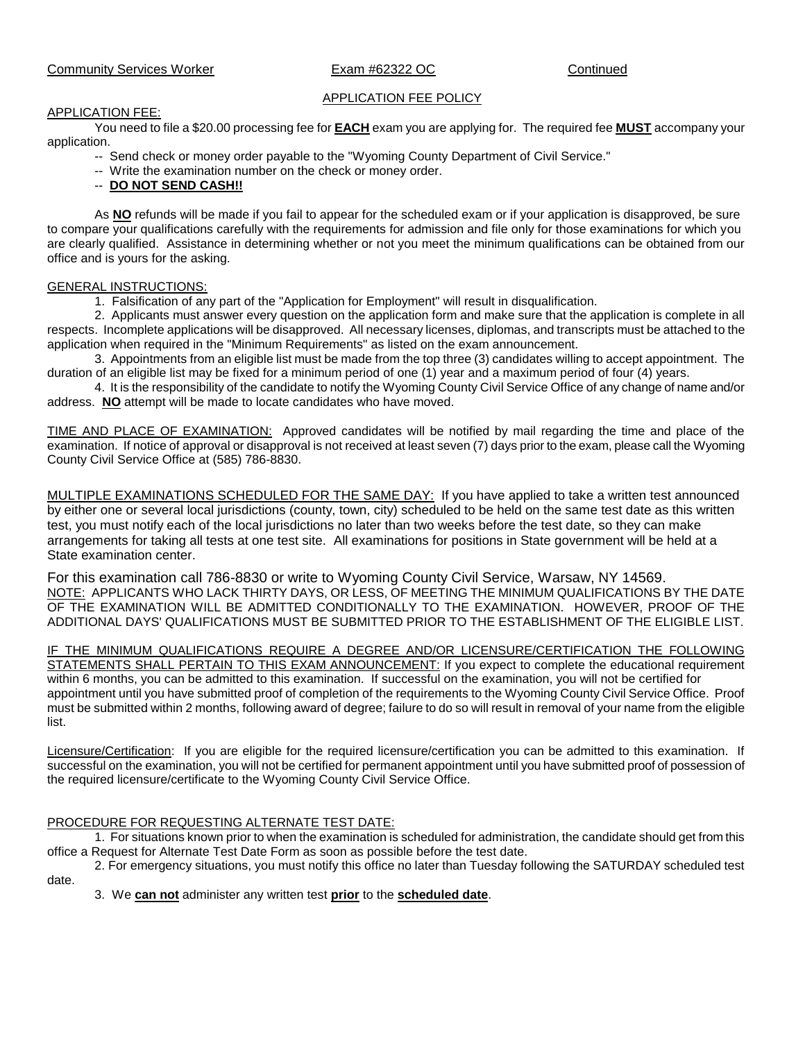## APPLICATION FEE POLICY

APPLICATION FEE:

You need to file a $20.00 processing fee for **EACH** exam you are applying for. The required fee **MUST** accompany your application.

-- Send check or money order payable to the "Wyoming County Department of Civil Service."

-- Write the examination number on the check or money order.

-- **DO NOT SEND CASH!!**

As **NO** refunds will be made if you fail to appear for the scheduled exam or if your application is disapproved, be sure to compare your qualifications carefully with the requirements for admission and file only for those examinations for which you are clearly qualified. Assistance in determining whether or not you meet the minimum qualifications can be obtained from our office and is yours for the asking.

GENERAL INSTRUCTIONS:

1. Falsification of any part of the "Application for Employment" will result in disqualification.
2. Applicants must answer every question on the application form and make sure that the application is complete in all respects. Incomplete applications will be disapproved. All necessary licenses, diplomas, and transcripts must be attached to the application when required in the "Minimum Requirements" as listed on the exam announcement.
3. Appointments from an eligible list must be made from the top three (3) candidates willing to accept appointment. The duration of an eligible list may be fixed for a minimum period of one (1) year and a maximum period of four (4) years.
4. It is the responsibility of the candidate to notify the Wyoming County Civil Service Office of any change of name and/or address. **NO** attempt will be made to locate candidates who have moved.

TIME AND PLACE OF EXAMINATION: Approved candidates will be notified by mail regarding the time and place of the examination. If notice of approval or disapproval is not received at least seven (7) days prior to the exam, please call the Wyoming County Civil Service Office at (585) 786-8830.

MULTIPLE EXAMINATIONS SCHEDULED FOR THE SAME DAY: If you have applied to take a written test announced by either one or several local jurisdictions (county, town, city) scheduled to be held on the same test date as this written test, you must notify each of the local jurisdictions no later than two weeks before the test date, so they can make arrangements for taking all tests at one test site. All examinations for positions in State government will be held at a State examination center.

For this examination call 786-8830 or write to Wyoming County Civil Service, Warsaw, NY 14569.

NOTE: APPLICANTS WHO LACK THIRTY DAYS, OR LESS, OF MEETING THE MINIMUM QUALIFICATIONS BY THE DATE OF THE EXAMINATION WILL BE ADMITTED CONDITIONALLY TO THE EXAMINATION. HOWEVER, PROOF OF THE ADDITIONAL DAYS' QUALIFICATIONS MUST BE SUBMITTED PRIOR TO THE ESTABLISHMENT OF THE ELIGIBLE LIST.

IF THE MINIMUM QUALIFICATIONS REQUIRE A DEGREE AND/OR LICENSURE/CERTIFICATION THE FOLLOWING STATEMENTS SHALL PERTAIN TO THIS EXAM ANNOUNCEMENT: If you expect to complete the educational requirement within 6 months, you can be admitted to this examination. If successful on the examination, you will not be certified for appointment until you have submitted proof of completion of the requirements to the Wyoming County Civil Service Office. Proof must be submitted within 2 months, following award of degree; failure to do so will result in removal of your name from the eligible list.

Licensure/Certification: If you are eligible for the required licensure/certification you can be admitted to this examination. If successful on the examination, you will not be certified for permanent appointment until you have submitted proof of possession of the required licensure/certificate to the Wyoming County Civil Service Office.

PROCEDURE FOR REQUESTING ALTERNATE TEST DATE:

1. For situations known prior to when the examination is scheduled for administration, the candidate should get from this office a Request for Alternate Test Date Form as soon as possible before the test date.
2. For emergency situations, you must notify this office no later than Tuesday following the SATURDAY scheduled test date.
3. We **can not** administer any written test **prior** to the **scheduled date**.